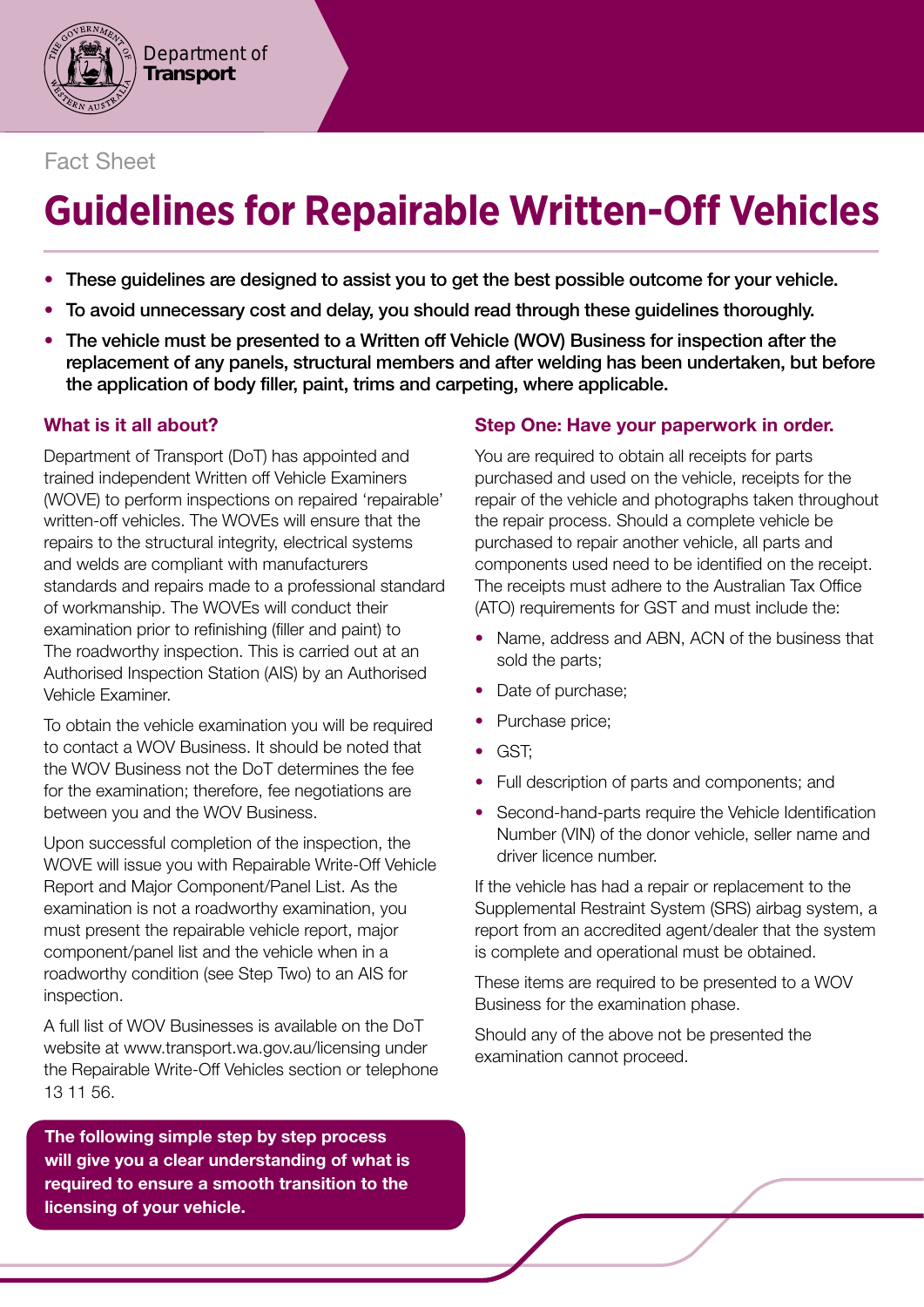Department of Transport

Fact Sheet

# Guidelines for Repairable Written-Off Vehicles

- **These guidelines are designed to assist you to get the best possible outcome for your vehicle.**
- **To avoid unnecessary cost and delay, you should read through these guidelines thoroughly.**
- **The vehicle must be presented to a Written off Vehicle (WOV) Business for inspection after the replacement of any panels, structural members and after welding has been undertaken, but before the application of body filler, paint, trims and carpeting, where applicable.**

## What is it all about?

Department of Transport (DoT) has appointed and trained independent Written off Vehicle Examiners (WOVE) to perform inspections on repaired 'repairable' written-off vehicles. The WOVEs will ensure that the repairs to the structural integrity, electrical systems and welds are compliant with manufacturers standards and repairs made to a professional standard of workmanship. The WOVEs will conduct their examination prior to refinishing (filler and paint) to The roadworthy inspection. This is carried out at an Authorised Inspection Station (AIS) by an Authorised Vehicle Examiner.

To obtain the vehicle examination you will be required to contact a WOV Business. It should be noted that the WOV Business not the DoT determines the fee for the examination; therefore, fee negotiations are between you and the WOV Business.

Upon successful completion of the inspection, the WOVE will issue you with Repairable Write-Off Vehicle Report and Major Component/Panel List. As the examination is not a roadworthy examination, you must present the repairable vehicle report, major component/panel list and the vehicle when in a roadworthy condition (see Step Two) to an AIS for inspection.

A full list of WOV Businesses is available on the DoT website at www.transport.wa.gov.au/licensing under the Repairable Write-Off Vehicles section or telephone 13 11 56.

**The following simple step by step process will give you a clear understanding of what is required to ensure a smooth transition to the licensing of your vehicle.**

## Step One: Have your paperwork in order.

You are required to obtain all receipts for parts purchased and used on the vehicle, receipts for the repair of the vehicle and photographs taken throughout the repair process. Should a complete vehicle be purchased to repair another vehicle, all parts and components used need to be identified on the receipt. The receipts must adhere to the Australian Tax Office (ATO) requirements for GST and must include the:

- Name, address and ABN, ACN of the business that sold the parts;
- Date of purchase;
- Purchase price;
- GST;
- Full description of parts and components; and
- Second-hand-parts require the Vehicle Identification Number (VIN) of the donor vehicle, seller name and driver licence number.

If the vehicle has had a repair or replacement to the Supplemental Restraint System (SRS) airbag system, a report from an accredited agent/dealer that the system is complete and operational must be obtained.

These items are required to be presented to a WOV Business for the examination phase.

Should any of the above not be presented the examination cannot proceed.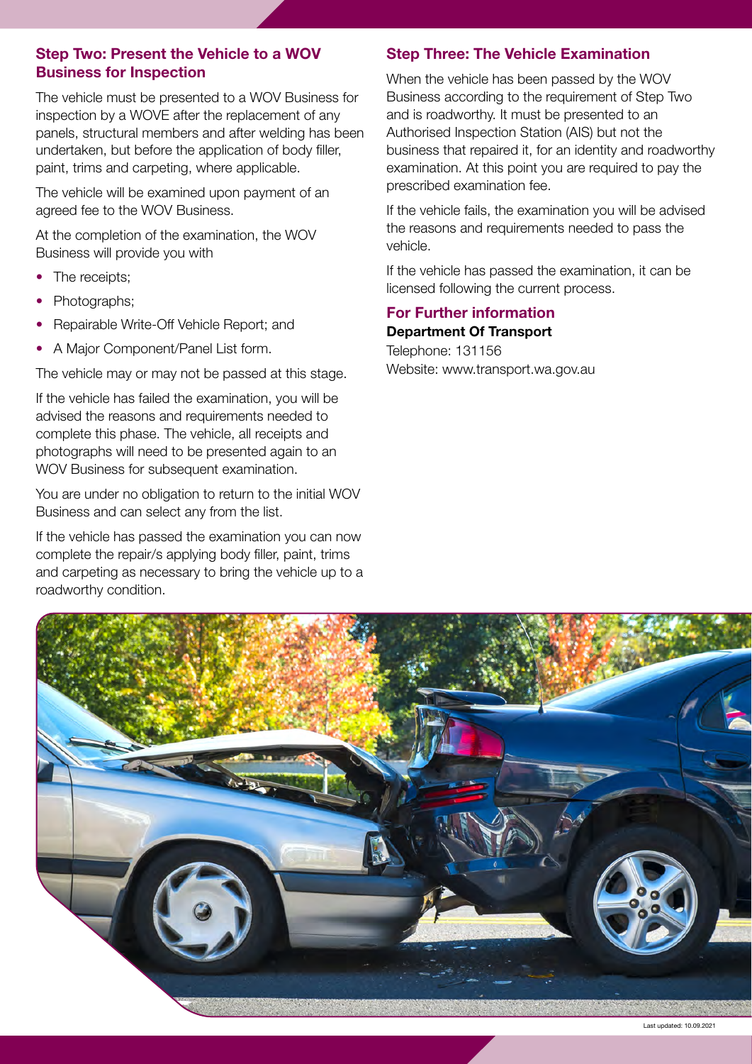## Step Two: Present the Vehicle to a WOV Business for Inspection

The vehicle must be presented to a WOV Business for inspection by a WOVE after the replacement of any panels, structural members and after welding has been undertaken, but before the application of body filler, paint, trims and carpeting, where applicable.

The vehicle will be examined upon payment of an agreed fee to the WOV Business.

At the completion of the examination, the WOV Business will provide you with

- The receipts;
- Photographs;
- Repairable Write-Off Vehicle Report; and
- A Major Component/Panel List form.

The vehicle may or may not be passed at this stage.

If the vehicle has failed the examination, you will be advised the reasons and requirements needed to complete this phase. The vehicle, all receipts and photographs will need to be presented again to an WOV Business for subsequent examination.

You are under no obligation to return to the initial WOV Business and can select any from the list.

If the vehicle has passed the examination you can now complete the repair/s applying body filler, paint, trims and carpeting as necessary to bring the vehicle up to a roadworthy condition.

## Step Three: The Vehicle Examination

When the vehicle has been passed by the WOV Business according to the requirement of Step Two and is roadworthy. It must be presented to an Authorised Inspection Station (AIS) but not the business that repaired it, for an identity and roadworthy examination. At this point you are required to pay the prescribed examination fee.

If the vehicle fails, the examination you will be advised the reasons and requirements needed to pass the vehicle.

If the vehicle has passed the examination, it can be licensed following the current process.

## For Further information

**Department Of Transport**

Telephone: 131156

Website: www.transport.wa.gov.au

Last updated: 10.09.2021